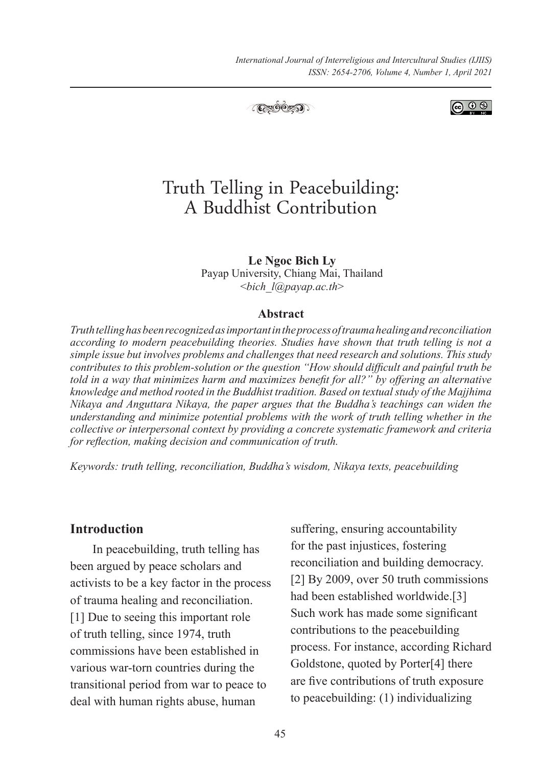# Truth Telling in Peacebuilding: A Buddhist Contribution

**Le Ngoc Bich Ly**
Payap University, Chiang Mai, Thailand
<*bich_l@payap.ac.th*>

### Abstract

*Truth telling has been recognized as important in the process of trauma healing and reconciliation according to modern peacebuilding theories. Studies have shown that truth telling is not a simple issue but involves problems and challenges that need research and solutions. This study contributes to this problem-solution or the question "How should difficult and painful truth be told in a way that minimizes harm and maximizes benefit for all?" by offering an alternative knowledge and method rooted in the Buddhist tradition. Based on textual study of the Majjhima Nikaya and Anguttara Nikaya, the paper argues that the Buddha's teachings can widen the understanding and minimize potential problems with the work of truth telling whether in the collective or interpersonal context by providing a concrete systematic framework and criteria for reflection, making decision and communication of truth.*

*Keywords: truth telling, reconciliation, Buddha's wisdom, Nikaya texts, peacebuilding*

## Introduction

In peacebuilding, truth telling has been argued by peace scholars and activists to be a key factor in the process of trauma healing and reconciliation.[1] Due to seeing this important role of truth telling, since 1974, truth commissions have been established in various war-torn countries during the transitional period from war to peace to deal with human rights abuse, human suffering, ensuring accountability for the past injustices, fostering reconciliation and building democracy.[2] By 2009, over 50 truth commissions had been established worldwide.[3] Such work has made some significant contributions to the peacebuilding process. For instance, according Richard Goldstone, quoted by Porter[4] there are five contributions of truth exposure to peacebuilding: (1) individualizing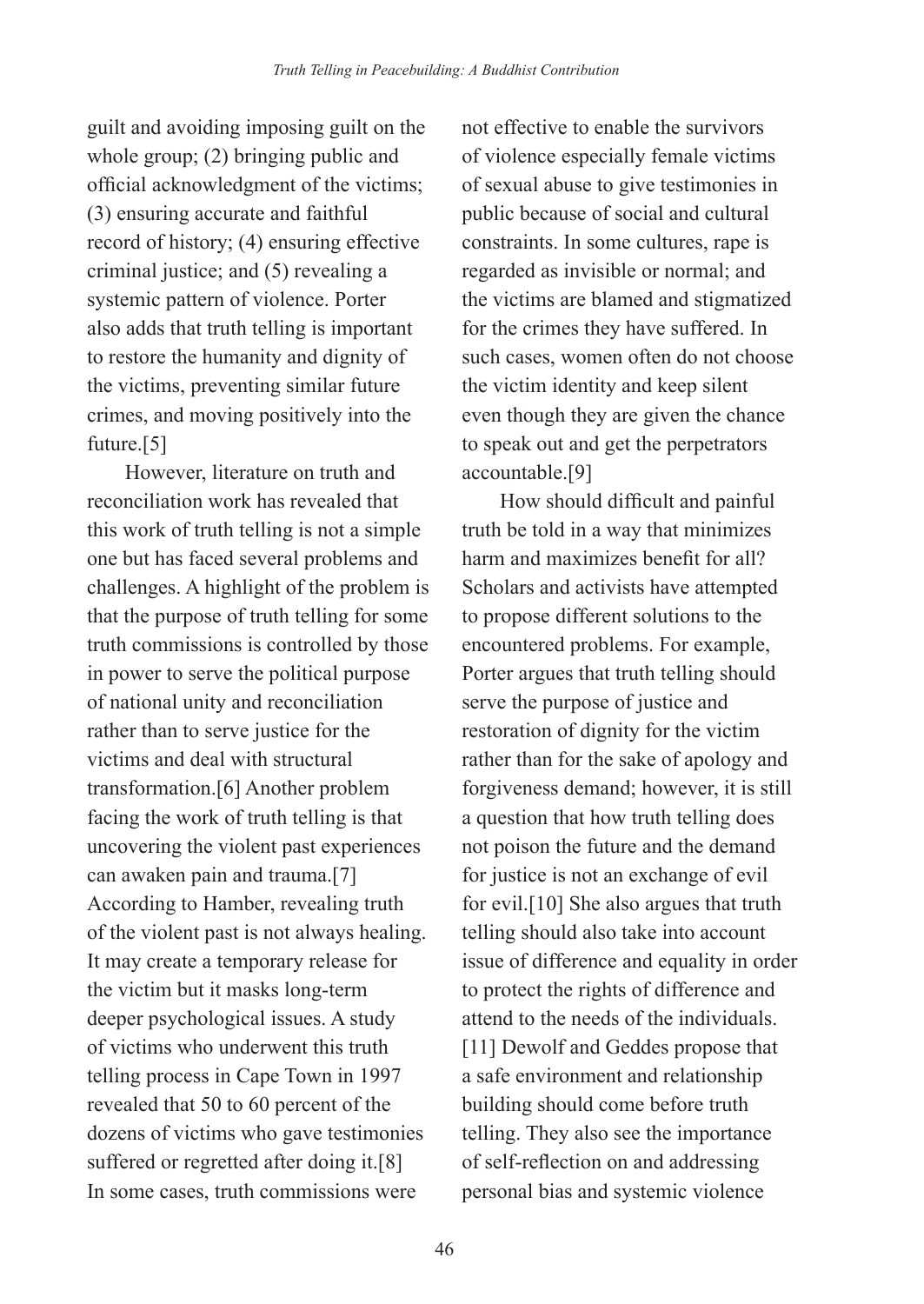guilt and avoiding imposing guilt on the whole group; (2) bringing public and official acknowledgment of the victims; (3) ensuring accurate and faithful record of history; (4) ensuring effective criminal justice; and (5) revealing a systemic pattern of violence. Porter also adds that truth telling is important to restore the humanity and dignity of the victims, preventing similar future crimes, and moving positively into the future.[5]

However, literature on truth and reconciliation work has revealed that this work of truth telling is not a simple one but has faced several problems and challenges. A highlight of the problem is that the purpose of truth telling for some truth commissions is controlled by those in power to serve the political purpose of national unity and reconciliation rather than to serve justice for the victims and deal with structural transformation.[6] Another problem facing the work of truth telling is that uncovering the violent past experiences can awaken pain and trauma.[7] According to Hamber, revealing truth of the violent past is not always healing. It may create a temporary release for the victim but it masks long-term deeper psychological issues. A study of victims who underwent this truth telling process in Cape Town in 1997 revealed that 50 to 60 percent of the dozens of victims who gave testimonies suffered or regretted after doing it.[8] In some cases, truth commissions were not effective to enable the survivors of violence especially female victims of sexual abuse to give testimonies in public because of social and cultural constraints. In some cultures, rape is regarded as invisible or normal; and the victims are blamed and stigmatized for the crimes they have suffered. In such cases, women often do not choose the victim identity and keep silent even though they are given the chance to speak out and get the perpetrators accountable.[9]

How should difficult and painful truth be told in a way that minimizes harm and maximizes benefit for all? Scholars and activists have attempted to propose different solutions to the encountered problems. For example, Porter argues that truth telling should serve the purpose of justice and restoration of dignity for the victim rather than for the sake of apology and forgiveness demand; however, it is still a question that how truth telling does not poison the future and the demand for justice is not an exchange of evil for evil.[10] She also argues that truth telling should also take into account issue of difference and equality in order to protect the rights of difference and attend to the needs of the individuals.[11] Dewolf and Geddes propose that a safe environment and relationship building should come before truth telling. They also see the importance of self-reflection on and addressing personal bias and systemic violence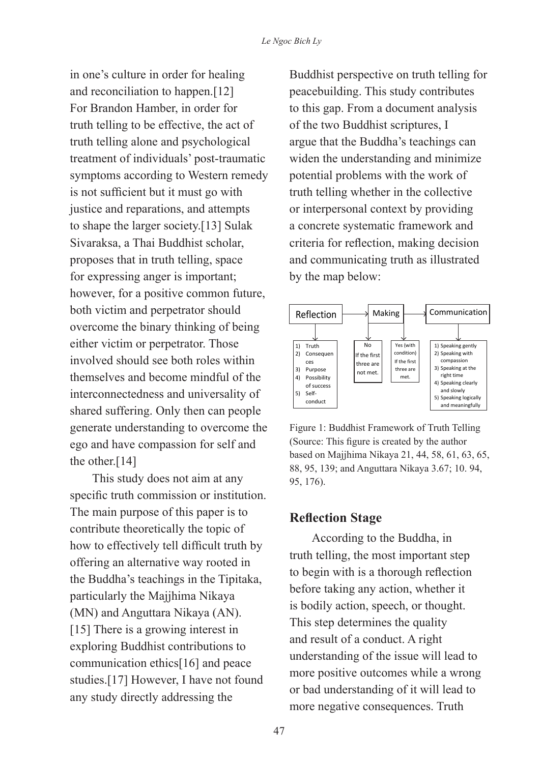in one's culture in order for healing and reconciliation to happen.[12] For Brandon Hamber, in order for truth telling to be effective, the act of truth telling alone and psychological treatment of individuals' post-traumatic symptoms according to Western remedy is not sufficient but it must go with justice and reparations, and attempts to shape the larger society.[13] Sulak Sivaraksa, a Thai Buddhist scholar, proposes that in truth telling, space for expressing anger is important; however, for a positive common future, both victim and perpetrator should overcome the binary thinking of being either victim or perpetrator. Those involved should see both roles within themselves and become mindful of the interconnectedness and universality of shared suffering. Only then can people generate understanding to overcome the ego and have compassion for self and the other.[14]

This study does not aim at any specific truth commission or institution. The main purpose of this paper is to contribute theoretically the topic of how to effectively tell difficult truth by offering an alternative way rooted in the Buddha's teachings in the Tipitaka, particularly the Majjhima Nikaya (MN) and Anguttara Nikaya (AN). [15] There is a growing interest in exploring Buddhist contributions to communication ethics[16] and peace studies.[17] However, I have not found any study directly addressing the Buddhist perspective on truth telling for peacebuilding. This study contributes to this gap. From a document analysis of the two Buddhist scriptures, I argue that the Buddha's teachings can widen the understanding and minimize potential problems with the work of truth telling whether in the collective or interpersonal context by providing a concrete systematic framework and criteria for reflection, making decision and communicating truth as illustrated by the map below:

| Reflection | Making | | Communication |
|---|---|---|---|
| 1) Truth<br>2) Consequences<br>3) Purpose<br>4) Possibility of success<br>5) Self-conduct | No<br>If the first three are not met. | Yes (with condition)<br>If the first three are met. | 1) Speaking gently<br>2) Speaking with compassion<br>3) Speaking at the right time<br>4) Speaking clearly and slowly<br>5) Speaking logically and meaningfully |

Figure 1: Buddhist Framework of Truth Telling (Source: This figure is created by the author based on Majjhima Nikaya 21, 44, 58, 61, 63, 65, 88, 95, 139; and Anguttara Nikaya 3.67; 10. 94, 95, 176).

## Reflection Stage

According to the Buddha, in truth telling, the most important step to begin with is a thorough reflection before taking any action, whether it is bodily action, speech, or thought. This step determines the quality and result of a conduct. A right understanding of the issue will lead to more positive outcomes while a wrong or bad understanding of it will lead to more negative consequences. Truth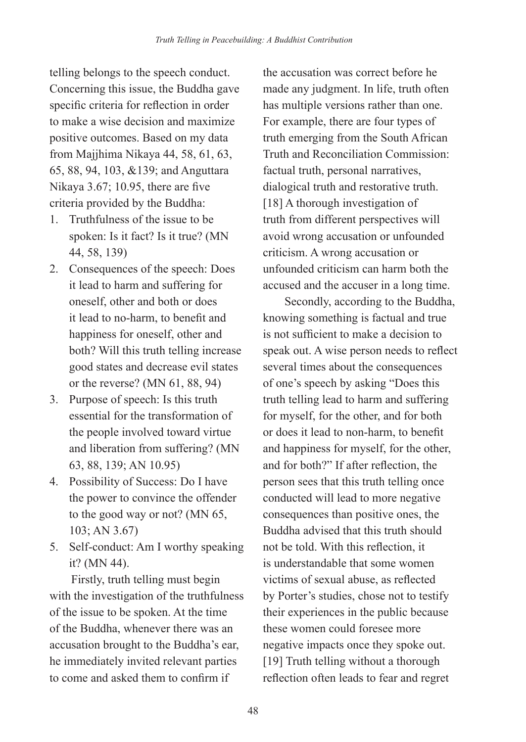telling belongs to the speech conduct. Concerning this issue, the Buddha gave specific criteria for reflection in order to make a wise decision and maximize positive outcomes. Based on my data from Majjhima Nikaya 44, 58, 61, 63, 65, 88, 94, 103, &139; and Anguttara Nikaya 3.67; 10.95, there are five criteria provided by the Buddha:

1. Truthfulness of the issue to be spoken: Is it fact? Is it true? (MN 44, 58, 139)
2. Consequences of the speech: Does it lead to harm and suffering for oneself, other and both or does it lead to no-harm, to benefit and happiness for oneself, other and both? Will this truth telling increase good states and decrease evil states or the reverse? (MN 61, 88, 94)
3. Purpose of speech: Is this truth essential for the transformation of the people involved toward virtue and liberation from suffering? (MN 63, 88, 139; AN 10.95)
4. Possibility of Success: Do I have the power to convince the offender to the good way or not? (MN 65, 103; AN 3.67)
5. Self-conduct: Am I worthy speaking it? (MN 44).

Firstly, truth telling must begin with the investigation of the truthfulness of the issue to be spoken. At the time of the Buddha, whenever there was an accusation brought to the Buddha's ear, he immediately invited relevant parties to come and asked them to confirm if the accusation was correct before he made any judgment. In life, truth often has multiple versions rather than one. For example, there are four types of truth emerging from the South African Truth and Reconciliation Commission: factual truth, personal narratives, dialogical truth and restorative truth. [18] A thorough investigation of truth from different perspectives will avoid wrong accusation or unfounded criticism. A wrong accusation or unfounded criticism can harm both the accused and the accuser in a long time.

Secondly, according to the Buddha, knowing something is factual and true is not sufficient to make a decision to speak out. A wise person needs to reflect several times about the consequences of one's speech by asking "Does this truth telling lead to harm and suffering for myself, for the other, and for both or does it lead to non-harm, to benefit and happiness for myself, for the other, and for both?" If after reflection, the person sees that this truth telling once conducted will lead to more negative consequences than positive ones, the Buddha advised that this truth should not be told. With this reflection, it is understandable that some women victims of sexual abuse, as reflected by Porter's studies, chose not to testify their experiences in the public because these women could foresee more negative impacts once they spoke out. [19] Truth telling without a thorough reflection often leads to fear and regret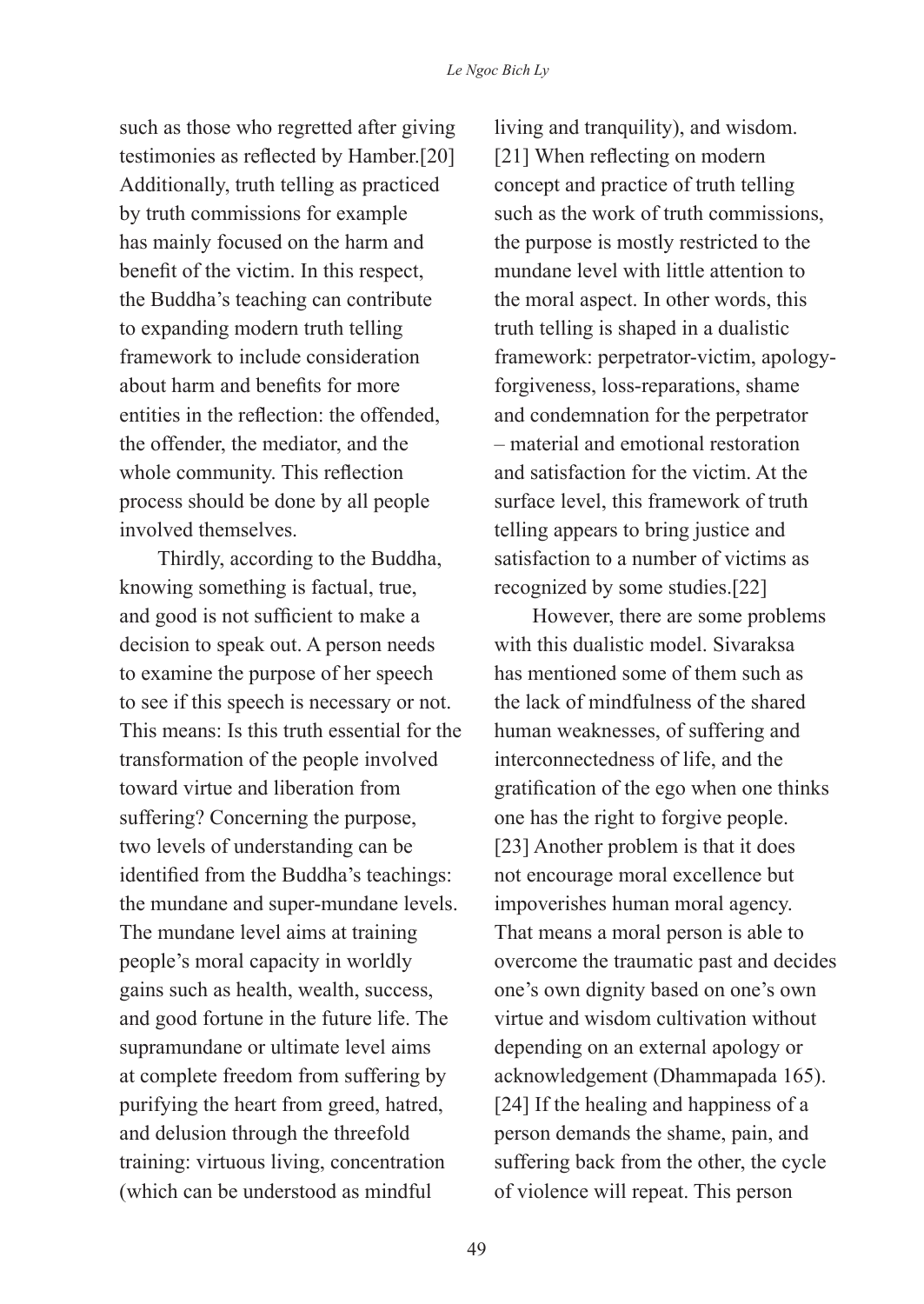such as those who regretted after giving testimonies as reflected by Hamber.[20] Additionally, truth telling as practiced by truth commissions for example has mainly focused on the harm and benefit of the victim. In this respect, the Buddha's teaching can contribute to expanding modern truth telling framework to include consideration about harm and benefits for more entities in the reflection: the offended, the offender, the mediator, and the whole community. This reflection process should be done by all people involved themselves.

Thirdly, according to the Buddha, knowing something is factual, true, and good is not sufficient to make a decision to speak out. A person needs to examine the purpose of her speech to see if this speech is necessary or not. This means: Is this truth essential for the transformation of the people involved toward virtue and liberation from suffering? Concerning the purpose, two levels of understanding can be identified from the Buddha's teachings: the mundane and super-mundane levels. The mundane level aims at training people's moral capacity in worldly gains such as health, wealth, success, and good fortune in the future life. The supramundane or ultimate level aims at complete freedom from suffering by purifying the heart from greed, hatred, and delusion through the threefold training: virtuous living, concentration (which can be understood as mindful living and tranquility), and wisdom.[21] When reflecting on modern concept and practice of truth telling such as the work of truth commissions, the purpose is mostly restricted to the mundane level with little attention to the moral aspect. In other words, this truth telling is shaped in a dualistic framework: perpetrator-victim, apology-forgiveness, loss-reparations, shame and condemnation for the perpetrator – material and emotional restoration and satisfaction for the victim. At the surface level, this framework of truth telling appears to bring justice and satisfaction to a number of victims as recognized by some studies.[22]

However, there are some problems with this dualistic model. Sivaraksa has mentioned some of them such as the lack of mindfulness of the shared human weaknesses, of suffering and interconnectedness of life, and the gratification of the ego when one thinks one has the right to forgive people.[23] Another problem is that it does not encourage moral excellence but impoverishes human moral agency. That means a moral person is able to overcome the traumatic past and decides one's own dignity based on one's own virtue and wisdom cultivation without depending on an external apology or acknowledgement (Dhammapada 165).[24] If the healing and happiness of a person demands the shame, pain, and suffering back from the other, the cycle of violence will repeat. This person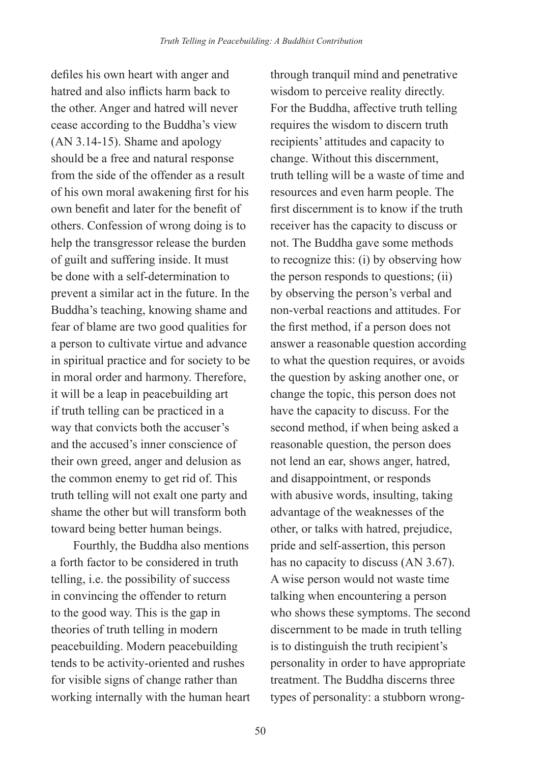defiles his own heart with anger and hatred and also inflicts harm back to the other. Anger and hatred will never cease according to the Buddha's view (AN 3.14-15). Shame and apology should be a free and natural response from the side of the offender as a result of his own moral awakening first for his own benefit and later for the benefit of others. Confession of wrong doing is to help the transgressor release the burden of guilt and suffering inside. It must be done with a self-determination to prevent a similar act in the future. In the Buddha's teaching, knowing shame and fear of blame are two good qualities for a person to cultivate virtue and advance in spiritual practice and for society to be in moral order and harmony. Therefore, it will be a leap in peacebuilding art if truth telling can be practiced in a way that convicts both the accuser's and the accused's inner conscience of their own greed, anger and delusion as the common enemy to get rid of. This truth telling will not exalt one party and shame the other but will transform both toward being better human beings.

Fourthly, the Buddha also mentions a forth factor to be considered in truth telling, i.e. the possibility of success in convincing the offender to return to the good way. This is the gap in theories of truth telling in modern peacebuilding. Modern peacebuilding tends to be activity-oriented and rushes for visible signs of change rather than working internally with the human heart through tranquil mind and penetrative wisdom to perceive reality directly. For the Buddha, affective truth telling requires the wisdom to discern truth recipients' attitudes and capacity to change. Without this discernment, truth telling will be a waste of time and resources and even harm people. The first discernment is to know if the truth receiver has the capacity to discuss or not. The Buddha gave some methods to recognize this: (i) by observing how the person responds to questions; (ii) by observing the person's verbal and non-verbal reactions and attitudes. For the first method, if a person does not answer a reasonable question according to what the question requires, or avoids the question by asking another one, or change the topic, this person does not have the capacity to discuss. For the second method, if when being asked a reasonable question, the person does not lend an ear, shows anger, hatred, and disappointment, or responds with abusive words, insulting, taking advantage of the weaknesses of the other, or talks with hatred, prejudice, pride and self-assertion, this person has no capacity to discuss (AN 3.67). A wise person would not waste time talking when encountering a person who shows these symptoms. The second discernment to be made in truth telling is to distinguish the truth recipient's personality in order to have appropriate treatment. The Buddha discerns three types of personality: a stubborn wrong-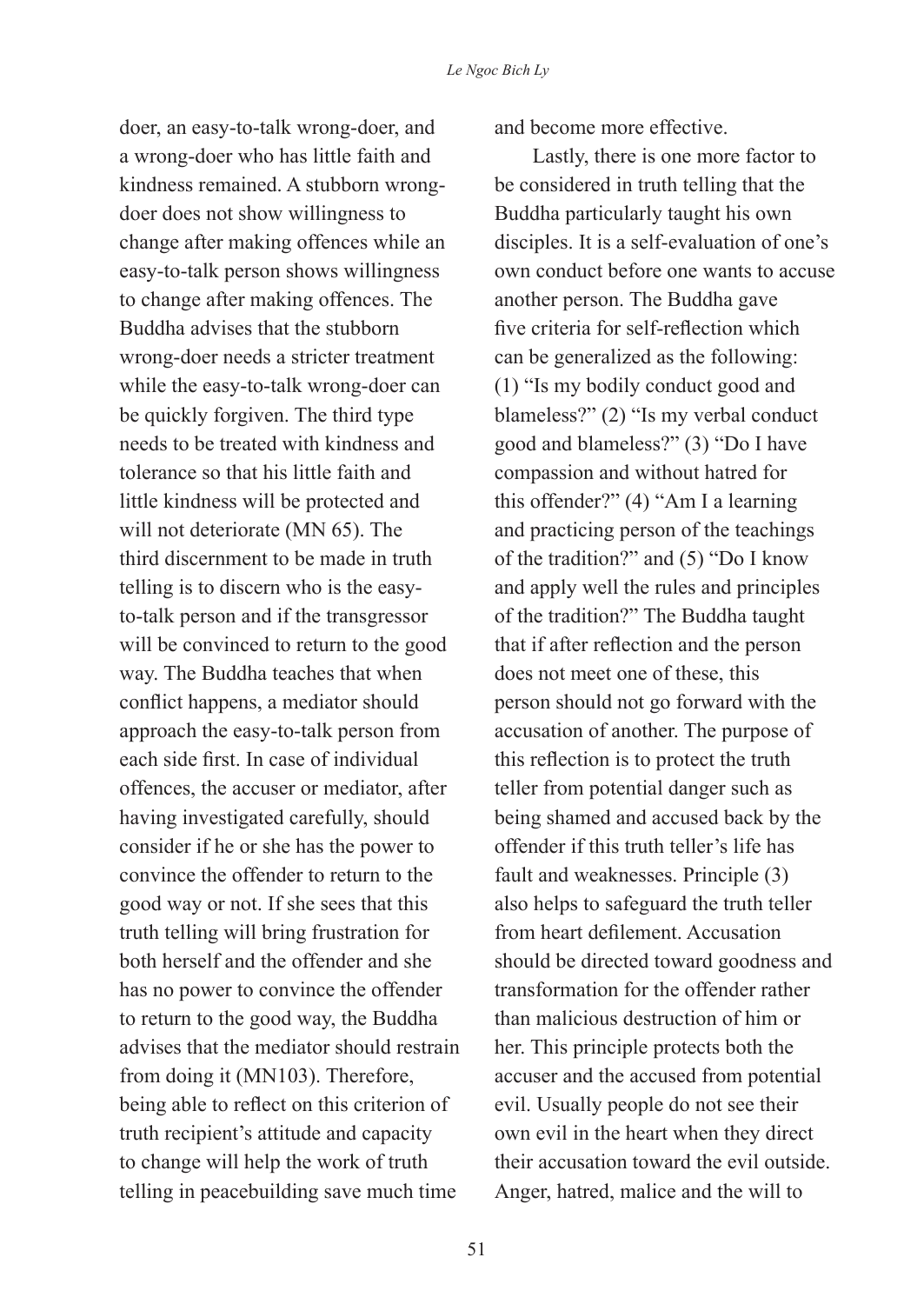doer, an easy-to-talk wrong-doer, and a wrong-doer who has little faith and kindness remained. A stubborn wrong-doer does not show willingness to change after making offences while an easy-to-talk person shows willingness to change after making offences. The Buddha advises that the stubborn wrong-doer needs a stricter treatment while the easy-to-talk wrong-doer can be quickly forgiven. The third type needs to be treated with kindness and tolerance so that his little faith and little kindness will be protected and will not deteriorate (MN 65). The third discernment to be made in truth telling is to discern who is the easy-to-talk person and if the transgressor will be convinced to return to the good way. The Buddha teaches that when conflict happens, a mediator should approach the easy-to-talk person from each side first. In case of individual offences, the accuser or mediator, after having investigated carefully, should consider if he or she has the power to convince the offender to return to the good way or not. If she sees that this truth telling will bring frustration for both herself and the offender and she has no power to convince the offender to return to the good way, the Buddha advises that the mediator should restrain from doing it (MN103). Therefore, being able to reflect on this criterion of truth recipient's attitude and capacity to change will help the work of truth telling in peacebuilding save much time and become more effective.

Lastly, there is one more factor to be considered in truth telling that the Buddha particularly taught his own disciples. It is a self-evaluation of one's own conduct before one wants to accuse another person. The Buddha gave five criteria for self-reflection which can be generalized as the following: (1) "Is my bodily conduct good and blameless?" (2) "Is my verbal conduct good and blameless?" (3) "Do I have compassion and without hatred for this offender?" (4) "Am I a learning and practicing person of the teachings of the tradition?" and (5) "Do I know and apply well the rules and principles of the tradition?" The Buddha taught that if after reflection and the person does not meet one of these, this person should not go forward with the accusation of another. The purpose of this reflection is to protect the truth teller from potential danger such as being shamed and accused back by the offender if this truth teller's life has fault and weaknesses. Principle (3) also helps to safeguard the truth teller from heart defilement. Accusation should be directed toward goodness and transformation for the offender rather than malicious destruction of him or her. This principle protects both the accuser and the accused from potential evil. Usually people do not see their own evil in the heart when they direct their accusation toward the evil outside. Anger, hatred, malice and the will to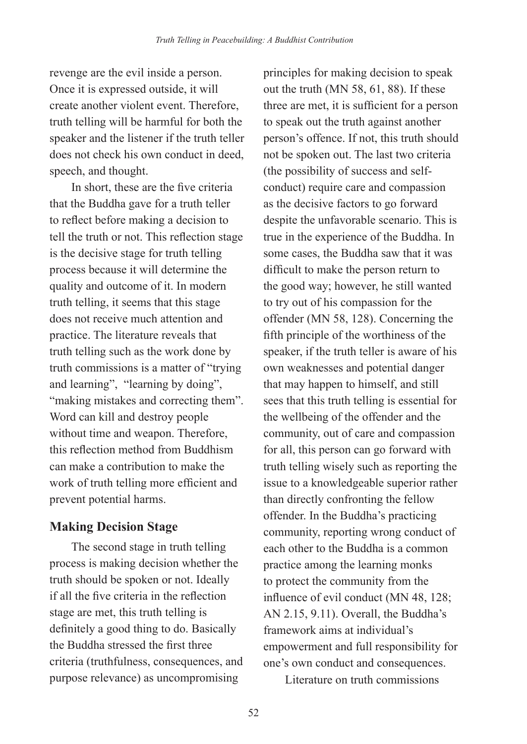revenge are the evil inside a person. Once it is expressed outside, it will create another violent event. Therefore, truth telling will be harmful for both the speaker and the listener if the truth teller does not check his own conduct in deed, speech, and thought.

In short, these are the five criteria that the Buddha gave for a truth teller to reflect before making a decision to tell the truth or not. This reflection stage is the decisive stage for truth telling process because it will determine the quality and outcome of it. In modern truth telling, it seems that this stage does not receive much attention and practice. The literature reveals that truth telling such as the work done by truth commissions is a matter of "trying and learning", "learning by doing", "making mistakes and correcting them". Word can kill and destroy people without time and weapon. Therefore, this reflection method from Buddhism can make a contribution to make the work of truth telling more efficient and prevent potential harms.

## Making Decision Stage

The second stage in truth telling process is making decision whether the truth should be spoken or not. Ideally if all the five criteria in the reflection stage are met, this truth telling is definitely a good thing to do. Basically the Buddha stressed the first three criteria (truthfulness, consequences, and purpose relevance) as uncompromising principles for making decision to speak out the truth (MN 58, 61, 88). If these three are met, it is sufficient for a person to speak out the truth against another person's offence. If not, this truth should not be spoken out. The last two criteria (the possibility of success and self-conduct) require care and compassion as the decisive factors to go forward despite the unfavorable scenario. This is true in the experience of the Buddha. In some cases, the Buddha saw that it was difficult to make the person return to the good way; however, he still wanted to try out of his compassion for the offender (MN 58, 128). Concerning the fifth principle of the worthiness of the speaker, if the truth teller is aware of his own weaknesses and potential danger that may happen to himself, and still sees that this truth telling is essential for the wellbeing of the offender and the community, out of care and compassion for all, this person can go forward with truth telling wisely such as reporting the issue to a knowledgeable superior rather than directly confronting the fellow offender. In the Buddha's practicing community, reporting wrong conduct of each other to the Buddha is a common practice among the learning monks to protect the community from the influence of evil conduct (MN 48, 128; AN 2.15, 9.11). Overall, the Buddha's framework aims at individual's empowerment and full responsibility for one's own conduct and consequences.

Literature on truth commissions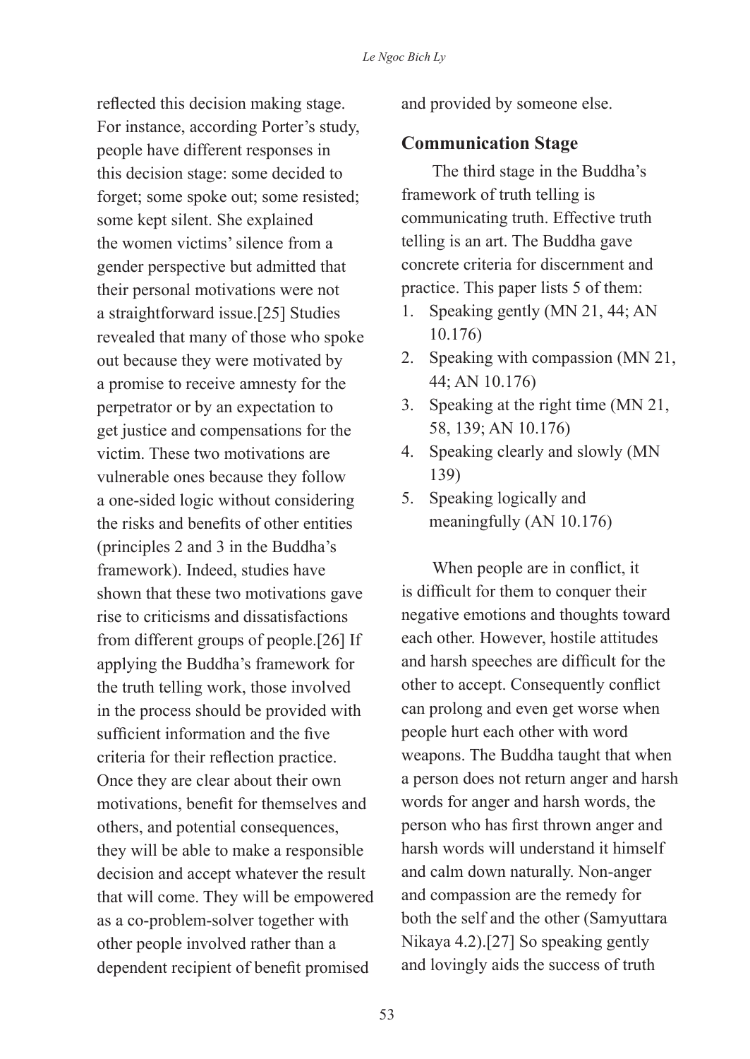reflected this decision making stage. For instance, according Porter's study, people have different responses in this decision stage: some decided to forget; some spoke out; some resisted; some kept silent. She explained the women victims' silence from a gender perspective but admitted that their personal motivations were not a straightforward issue.[25] Studies revealed that many of those who spoke out because they were motivated by a promise to receive amnesty for the perpetrator or by an expectation to get justice and compensations for the victim. These two motivations are vulnerable ones because they follow a one-sided logic without considering the risks and benefits of other entities (principles 2 and 3 in the Buddha's framework). Indeed, studies have shown that these two motivations gave rise to criticisms and dissatisfactions from different groups of people.[26] If applying the Buddha's framework for the truth telling work, those involved in the process should be provided with sufficient information and the five criteria for their reflection practice. Once they are clear about their own motivations, benefit for themselves and others, and potential consequences, they will be able to make a responsible decision and accept whatever the result that will come. They will be empowered as a co-problem-solver together with other people involved rather than a dependent recipient of benefit promised and provided by someone else.

## Communication Stage

The third stage in the Buddha's framework of truth telling is communicating truth. Effective truth telling is an art. The Buddha gave concrete criteria for discernment and practice. This paper lists 5 of them:

1. Speaking gently (MN 21, 44; AN 10.176)
2. Speaking with compassion (MN 21, 44; AN 10.176)
3. Speaking at the right time (MN 21, 58, 139; AN 10.176)
4. Speaking clearly and slowly (MN 139)
5. Speaking logically and meaningfully (AN 10.176)

When people are in conflict, it is difficult for them to conquer their negative emotions and thoughts toward each other. However, hostile attitudes and harsh speeches are difficult for the other to accept. Consequently conflict can prolong and even get worse when people hurt each other with word weapons. The Buddha taught that when a person does not return anger and harsh words for anger and harsh words, the person who has first thrown anger and harsh words will understand it himself and calm down naturally. Non-anger and compassion are the remedy for both the self and the other (Samyuttara Nikaya 4.2).[27] So speaking gently and lovingly aids the success of truth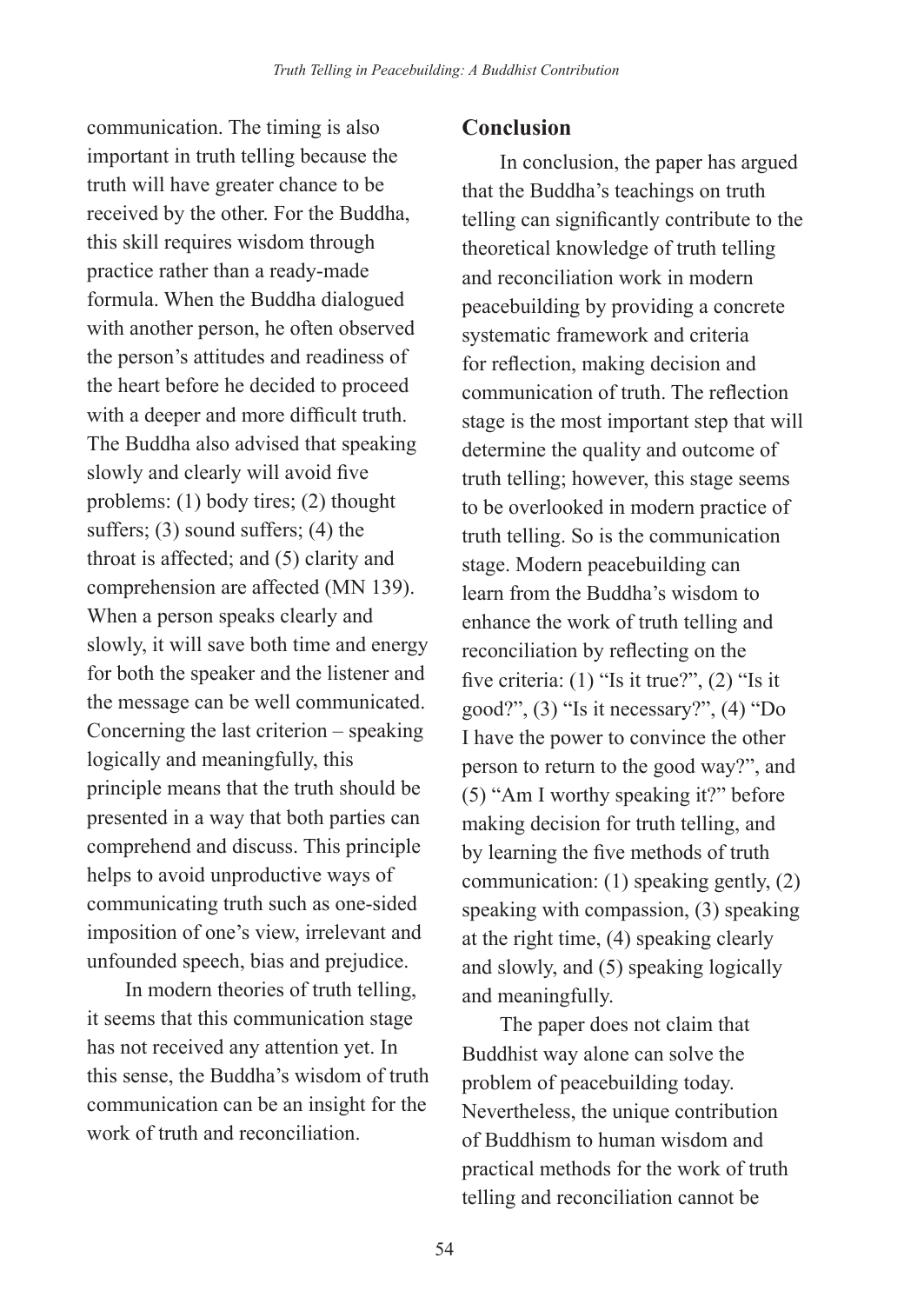communication. The timing is also important in truth telling because the truth will have greater chance to be received by the other. For the Buddha, this skill requires wisdom through practice rather than a ready-made formula. When the Buddha dialogued with another person, he often observed the person's attitudes and readiness of the heart before he decided to proceed with a deeper and more difficult truth. The Buddha also advised that speaking slowly and clearly will avoid five problems: (1) body tires; (2) thought suffers; (3) sound suffers; (4) the throat is affected; and (5) clarity and comprehension are affected (MN 139). When a person speaks clearly and slowly, it will save both time and energy for both the speaker and the listener and the message can be well communicated. Concerning the last criterion – speaking logically and meaningfully, this principle means that the truth should be presented in a way that both parties can comprehend and discuss. This principle helps to avoid unproductive ways of communicating truth such as one-sided imposition of one's view, irrelevant and unfounded speech, bias and prejudice.

In modern theories of truth telling, it seems that this communication stage has not received any attention yet. In this sense, the Buddha's wisdom of truth communication can be an insight for the work of truth and reconciliation.

## Conclusion

In conclusion, the paper has argued that the Buddha's teachings on truth telling can significantly contribute to the theoretical knowledge of truth telling and reconciliation work in modern peacebuilding by providing a concrete systematic framework and criteria for reflection, making decision and communication of truth. The reflection stage is the most important step that will determine the quality and outcome of truth telling; however, this stage seems to be overlooked in modern practice of truth telling. So is the communication stage. Modern peacebuilding can learn from the Buddha's wisdom to enhance the work of truth telling and reconciliation by reflecting on the five criteria: (1) "Is it true?", (2) "Is it good?", (3) "Is it necessary?", (4) "Do I have the power to convince the other person to return to the good way?", and (5) "Am I worthy speaking it?" before making decision for truth telling, and by learning the five methods of truth communication: (1) speaking gently, (2) speaking with compassion, (3) speaking at the right time, (4) speaking clearly and slowly, and (5) speaking logically and meaningfully.

The paper does not claim that Buddhist way alone can solve the problem of peacebuilding today. Nevertheless, the unique contribution of Buddhism to human wisdom and practical methods for the work of truth telling and reconciliation cannot be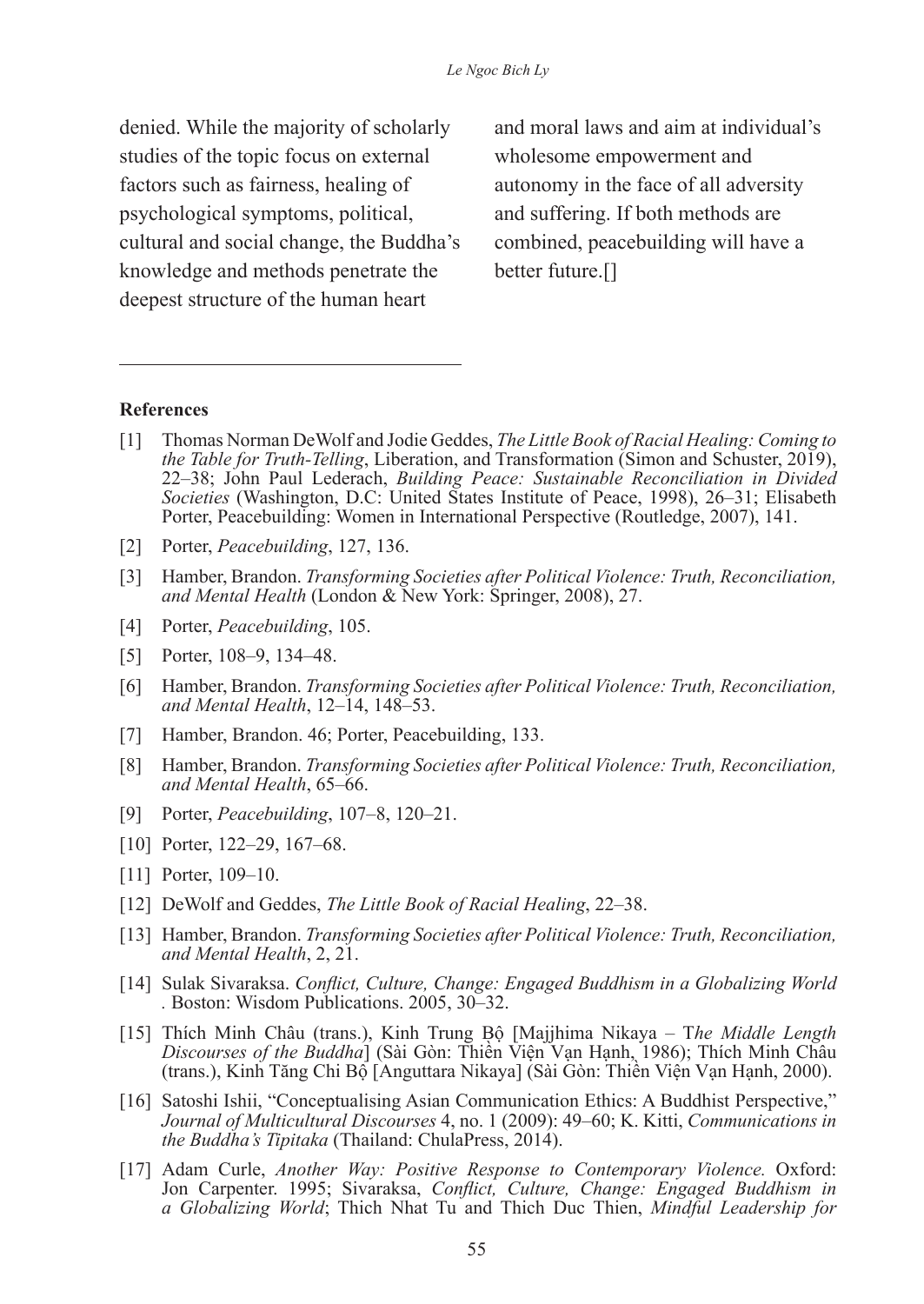denied. While the majority of scholarly studies of the topic focus on external factors such as fairness, healing of psychological symptoms, political, cultural and social change, the Buddha's knowledge and methods penetrate the deepest structure of the human heart and moral laws and aim at individual's wholesome empowerment and autonomy in the face of all adversity and suffering. If both methods are combined, peacebuilding will have a better future.[]

---

**References**

[1] Thomas Norman DeWolf and Jodie Geddes, *The Little Book of Racial Healing: Coming to the Table for Truth-Telling*, Liberation, and Transformation (Simon and Schuster, 2019), 22–38; John Paul Lederach, *Building Peace: Sustainable Reconciliation in Divided Societies* (Washington, D.C: United States Institute of Peace, 1998), 26–31; Elisabeth Porter, Peacebuilding: Women in International Perspective (Routledge, 2007), 141.

[2] Porter, *Peacebuilding*, 127, 136.

[3] Hamber, Brandon. *Transforming Societies after Political Violence: Truth, Reconciliation, and Mental Health* (London & New York: Springer, 2008), 27.

[4] Porter, *Peacebuilding*, 105.

[5] Porter, 108–9, 134–48.

[6] Hamber, Brandon. *Transforming Societies after Political Violence: Truth, Reconciliation, and Mental Health*, 12–14, 148–53.

[7] Hamber, Brandon. 46; Porter, Peacebuilding, 133.

[8] Hamber, Brandon. *Transforming Societies after Political Violence: Truth, Reconciliation, and Mental Health*, 65–66.

[9] Porter, *Peacebuilding*, 107–8, 120–21.

[10] Porter, 122–29, 167–68.

[11] Porter, 109–10.

[12] DeWolf and Geddes, *The Little Book of Racial Healing*, 22–38.

[13] Hamber, Brandon. *Transforming Societies after Political Violence: Truth, Reconciliation, and Mental Health*, 2, 21.

[14] Sulak Sivaraksa. *Conflict, Culture, Change: Engaged Buddhism in a Globalizing World* . Boston: Wisdom Publications. 2005, 30–32.

[15] Thích Minh Châu (trans.), Kinh Trung Bộ [Majjhima Nikaya – T*he Middle Length Discourses of the Buddha*] (Sài Gòn: Thiền Viện Vạn Hạnh, 1986); Thích Minh Châu (trans.), Kinh Tăng Chi Bộ [Anguttara Nikaya] (Sài Gòn: Thiền Viện Vạn Hạnh, 2000).

[16] Satoshi Ishii, "Conceptualising Asian Communication Ethics: A Buddhist Perspective," *Journal of Multicultural Discourses* 4, no. 1 (2009): 49–60; K. Kitti, *Communications in the Buddha's Tipitaka* (Thailand: ChulaPress, 2014).

[17] Adam Curle, *Another Way: Positive Response to Contemporary Violence.* Oxford: Jon Carpenter. 1995; Sivaraksa, *Conflict, Culture, Change: Engaged Buddhism in a Globalizing World*; Thich Nhat Tu and Thich Duc Thien, *Mindful Leadership for*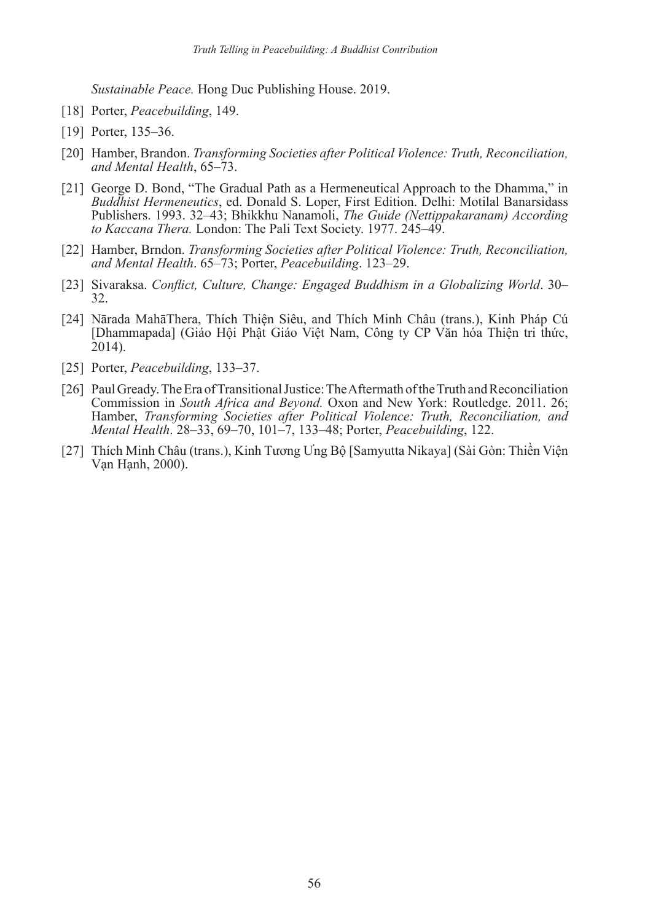*Sustainable Peace.* Hong Duc Publishing House. 2019.

[18] Porter, *Peacebuilding*, 149.

[19] Porter, 135–36.

[20] Hamber, Brandon. *Transforming Societies after Political Violence: Truth, Reconciliation, and Mental Health*, 65–73.

[21] George D. Bond, "The Gradual Path as a Hermeneutical Approach to the Dhamma," in *Buddhist Hermeneutics*, ed. Donald S. Loper, First Edition. Delhi: Motilal Banarsidass Publishers. 1993. 32–43; Bhikkhu Nanamoli, *The Guide (Nettippakaranam) According to Kaccana Thera.* London: The Pali Text Society. 1977. 245–49.

[22] Hamber, Brndon. *Transforming Societies after Political Violence: Truth, Reconciliation, and Mental Health*. 65–73; Porter, *Peacebuilding*. 123–29.

[23] Sivaraksa. *Conflict, Culture, Change: Engaged Buddhism in a Globalizing World*. 30–32.

[24] Nārada MahāThera, Thích Thiện Siêu, and Thích Minh Châu (trans.), Kinh Pháp Cú [Dhammapada] (Giáo Hội Phật Giáo Việt Nam, Công ty CP Văn hóa Thiện tri thức, 2014).

[25] Porter, *Peacebuilding*, 133–37.

[26] Paul Gready. The Era of Transitional Justice: The Aftermath of the Truth and Reconciliation Commission in *South Africa and Beyond.* Oxon and New York: Routledge. 2011. 26; Hamber, *Transforming Societies after Political Violence: Truth, Reconciliation, and Mental Health*. 28–33, 69–70, 101–7, 133–48; Porter, *Peacebuilding*, 122.

[27] Thích Minh Châu (trans.), Kinh Tương Ưng Bộ [Samyutta Nikaya] (Sài Gòn: Thiền Viện Vạn Hạnh, 2000).